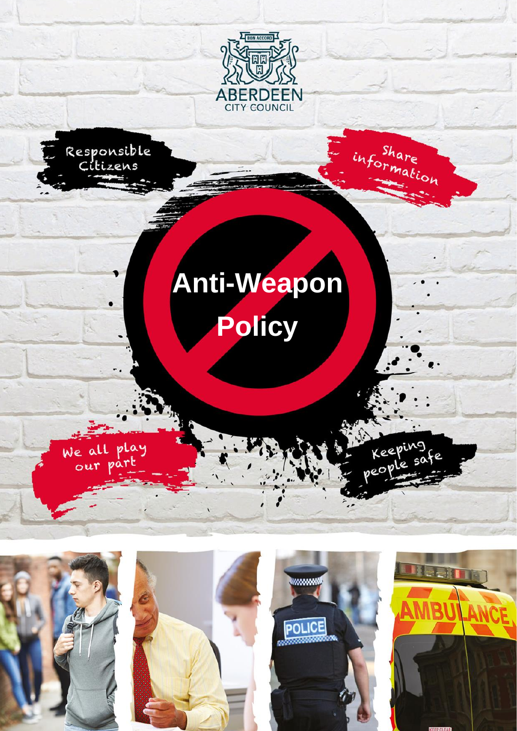ABERDEEN CITY COUNCIL

BON ACCORD

Responsible Citizens

Share information

# Anti-Weapon Policy

We all play our part

Keeping people safe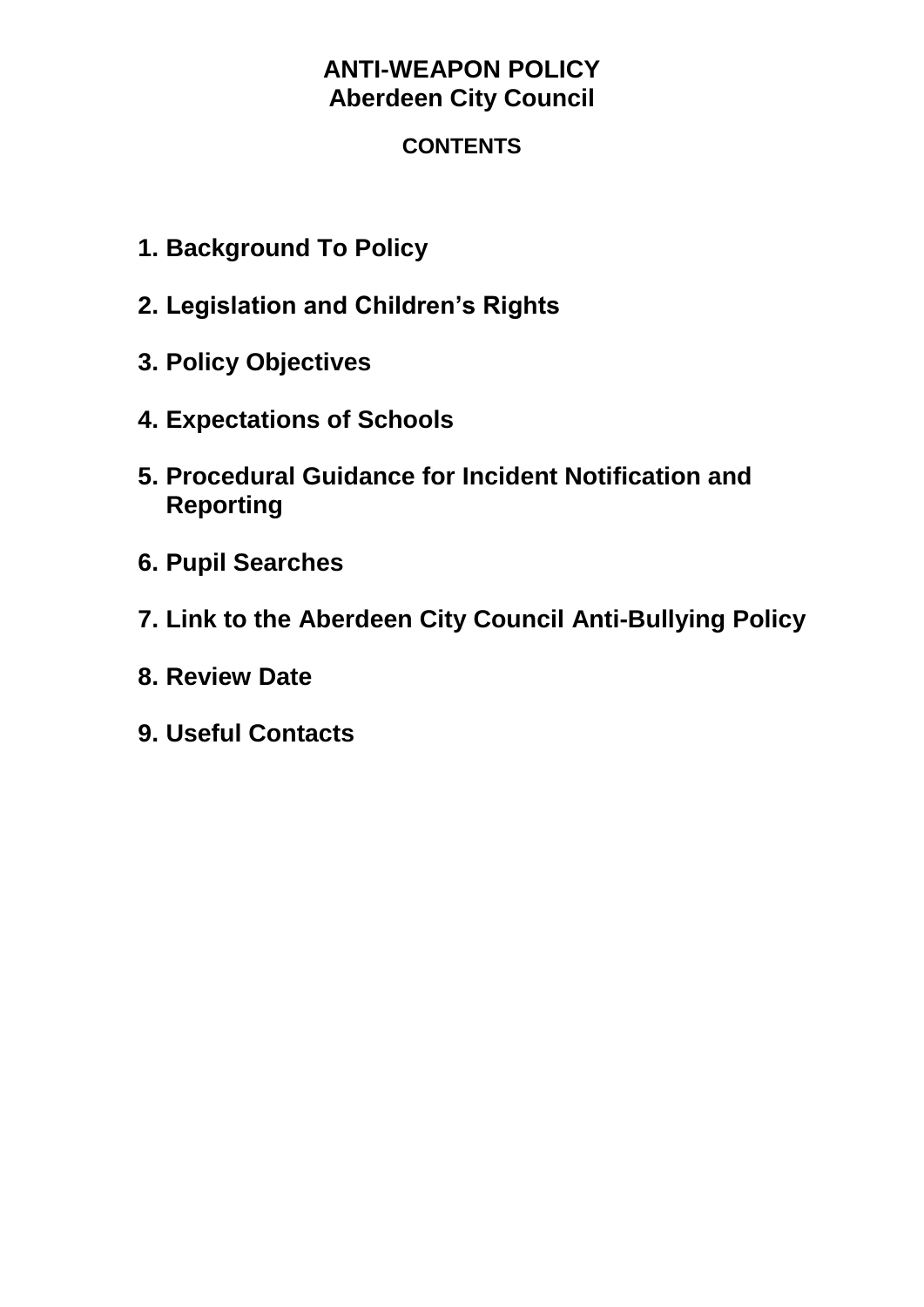# ANTI-WEAPON POLICY
## Aberdeen City Council

### CONTENTS

1. **Background To Policy**
2. **Legislation and Children's Rights**
3. **Policy Objectives**
4. **Expectations of Schools**
5. **Procedural Guidance for Incident Notification and Reporting**
6. **Pupil Searches**
7. **Link to the Aberdeen City Council Anti-Bullying Policy**
8. **Review Date**
9. **Useful Contacts**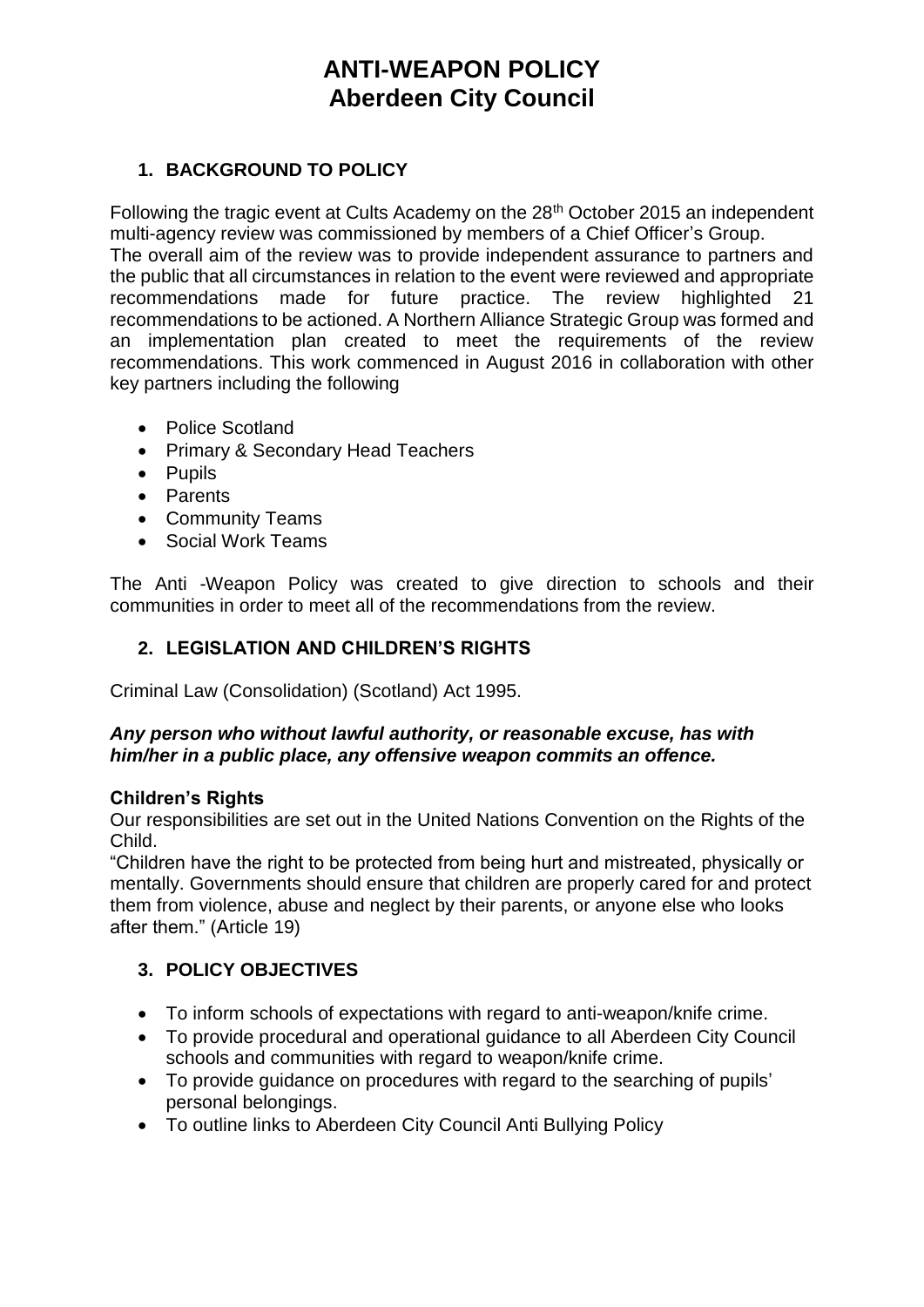# ANTI-WEAPON POLICY
# Aberdeen City Council

## 1. BACKGROUND TO POLICY

Following the tragic event at Cults Academy on the 28th October 2015 an independent multi-agency review was commissioned by members of a Chief Officer's Group. The overall aim of the review was to provide independent assurance to partners and the public that all circumstances in relation to the event were reviewed and appropriate recommendations made for future practice. The review highlighted 21 recommendations to be actioned. A Northern Alliance Strategic Group was formed and an implementation plan created to meet the requirements of the review recommendations. This work commenced in August 2016 in collaboration with other key partners including the following

- Police Scotland
- Primary & Secondary Head Teachers
- Pupils
- Parents
- Community Teams
- Social Work Teams

The Anti -Weapon Policy was created to give direction to schools and their communities in order to meet all of the recommendations from the review.

## 2. LEGISLATION AND CHILDREN'S RIGHTS

Criminal Law (Consolidation) (Scotland) Act 1995.

***Any person who without lawful authority, or reasonable excuse, has with him/her in a public place, any offensive weapon commits an offence.***

**Children's Rights**

Our responsibilities are set out in the United Nations Convention on the Rights of the Child.

"Children have the right to be protected from being hurt and mistreated, physically or mentally. Governments should ensure that children are properly cared for and protect them from violence, abuse and neglect by their parents, or anyone else who looks after them." (Article 19)

## 3. POLICY OBJECTIVES

- To inform schools of expectations with regard to anti-weapon/knife crime.
- To provide procedural and operational guidance to all Aberdeen City Council schools and communities with regard to weapon/knife crime.
- To provide guidance on procedures with regard to the searching of pupils' personal belongings.
- To outline links to Aberdeen City Council Anti Bullying Policy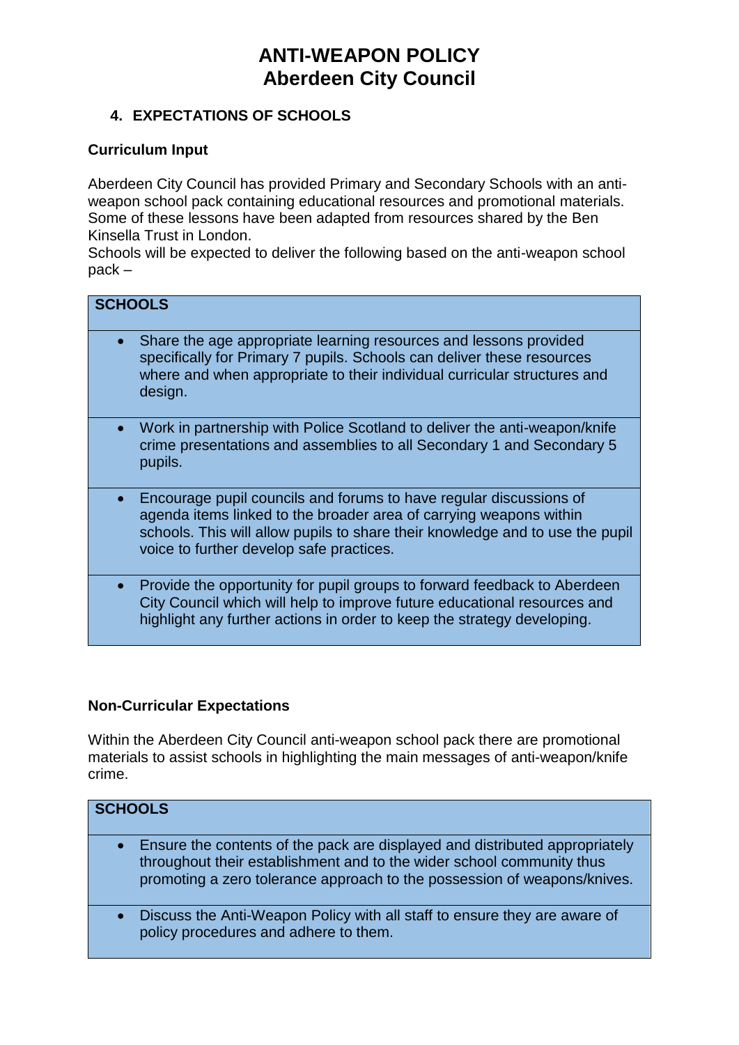# ANTI-WEAPON POLICY
# Aberdeen City Council

## 4. EXPECTATIONS OF SCHOOLS

### Curriculum Input

Aberdeen City Council has provided Primary and Secondary Schools with an anti-weapon school pack containing educational resources and promotional materials. Some of these lessons have been adapted from resources shared by the Ben Kinsella Trust in London.
Schools will be expected to deliver the following based on the anti-weapon school pack –

| SCHOOLS |
| --- |
| • Share the age appropriate learning resources and lessons provided specifically for Primary 7 pupils. Schools can deliver these resources where and when appropriate to their individual curricular structures and design. |
| • Work in partnership with Police Scotland to deliver the anti-weapon/knife crime presentations and assemblies to all Secondary 1 and Secondary 5 pupils. |
| • Encourage pupil councils and forums to have regular discussions of agenda items linked to the broader area of carrying weapons within schools. This will allow pupils to share their knowledge and to use the pupil voice to further develop safe practices. |
| • Provide the opportunity for pupil groups to forward feedback to Aberdeen City Council which will help to improve future educational resources and highlight any further actions in order to keep the strategy developing. |

### Non-Curricular Expectations

Within the Aberdeen City Council anti-weapon school pack there are promotional materials to assist schools in highlighting the main messages of anti-weapon/knife crime.

| SCHOOLS |
| --- |
| • Ensure the contents of the pack are displayed and distributed appropriately throughout their establishment and to the wider school community thus promoting a zero tolerance approach to the possession of weapons/knives. |
| • Discuss the Anti-Weapon Policy with all staff to ensure they are aware of policy procedures and adhere to them. |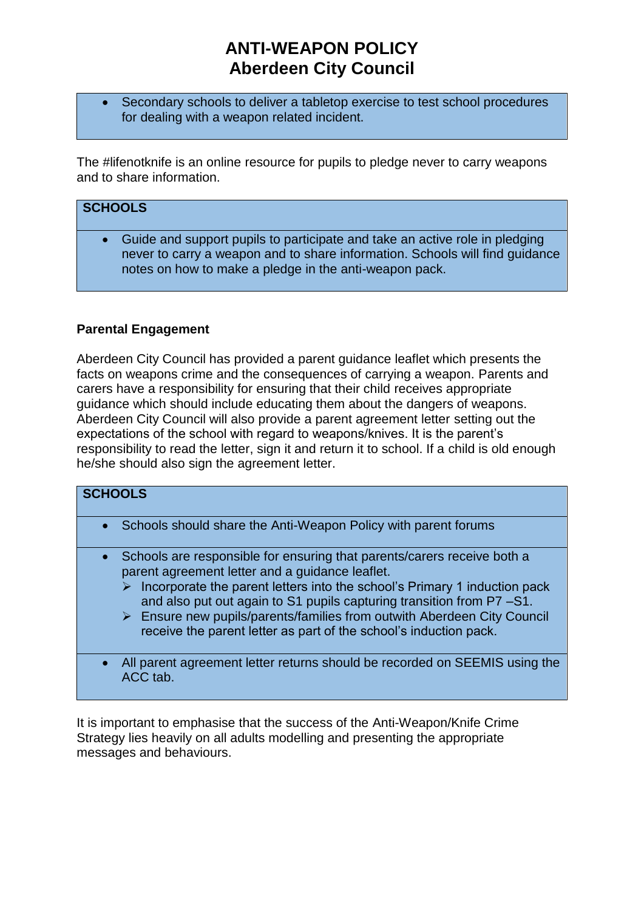# ANTI-WEAPON POLICY
# Aberdeen City Council

- Secondary schools to deliver a tabletop exercise to test school procedures for dealing with a weapon related incident.

The #lifenotknife is an online resource for pupils to pledge never to carry weapons and to share information.

| **SCHOOLS** |
| --- |
| • Guide and support pupils to participate and take an active role in pledging never to carry a weapon and to share information. Schools will find guidance notes on how to make a pledge in the anti-weapon pack. |

**Parental Engagement**

Aberdeen City Council has provided a parent guidance leaflet which presents the facts on weapons crime and the consequences of carrying a weapon. Parents and carers have a responsibility for ensuring that their child receives appropriate guidance which should include educating them about the dangers of weapons. Aberdeen City Council will also provide a parent agreement letter setting out the expectations of the school with regard to weapons/knives. It is the parent's responsibility to read the letter, sign it and return it to school. If a child is old enough he/she should also sign the agreement letter.

| **SCHOOLS** |
| --- |
| • Schools should share the Anti-Weapon Policy with parent forums |
| • Schools are responsible for ensuring that parents/carers receive both a parent agreement letter and a guidance leaflet.<br>➢ Incorporate the parent letters into the school's Primary 1 induction pack and also put out again to S1 pupils capturing transition from P7 –S1.<br>➢ Ensure new pupils/parents/families from outwith Aberdeen City Council receive the parent letter as part of the school's induction pack. |
| • All parent agreement letter returns should be recorded on SEEMIS using the ACC tab. |

It is important to emphasise that the success of the Anti-Weapon/Knife Crime Strategy lies heavily on all adults modelling and presenting the appropriate messages and behaviours.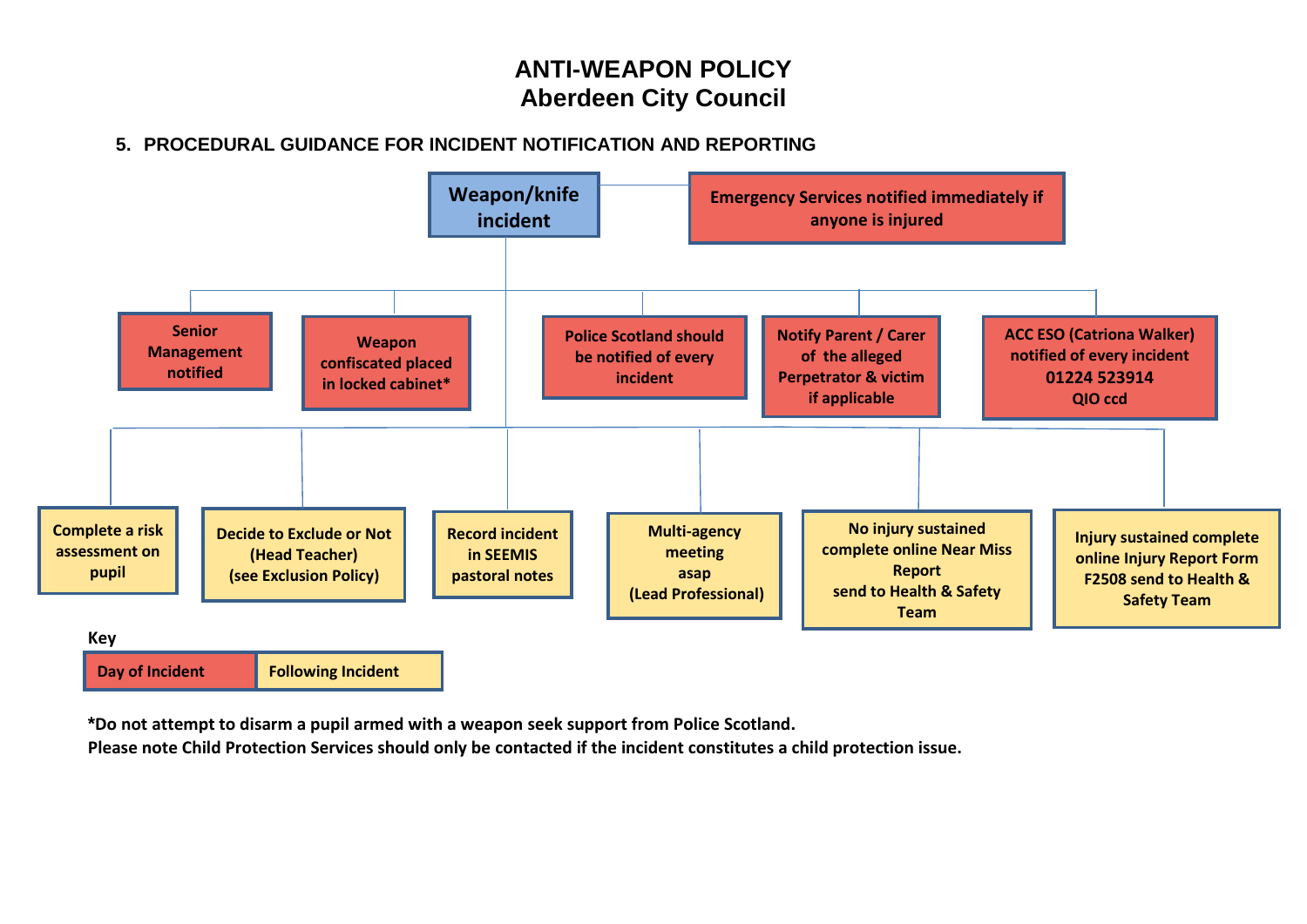# ANTI-WEAPON POLICY
# Aberdeen City Council

## 5. PROCEDURAL GUIDANCE FOR INCIDENT NOTIFICATION AND REPORTING

**Weapon/knife incident**

**Emergency Services notified immediately if anyone is injured**

**Day of Incident:**

- Senior Management notified
- Weapon confiscated placed in locked cabinet*
- Police Scotland should be notified of every incident
- Notify Parent / Carer of the alleged Perpetrator & victim if applicable
- ACC ESO (Catriona Walker) notified of every incident 01224 523914 QIO ccd

**Following Incident:**

- Complete a risk assessment on pupil
- Decide to Exclude or Not (Head Teacher) (see Exclusion Policy)
- Record incident in SEEMIS pastoral notes
- Multi-agency meeting asap (Lead Professional)
- No injury sustained complete online Near Miss Report send to Health & Safety Team
- Injury sustained complete online Injury Report Form F2508 send to Health & Safety Team

**Key**

| Day of Incident | Following Incident |
| --- | --- |

**\*Do not attempt to disarm a pupil armed with a weapon seek support from Police Scotland.**

**Please note Child Protection Services should only be contacted if the incident constitutes a child protection issue.**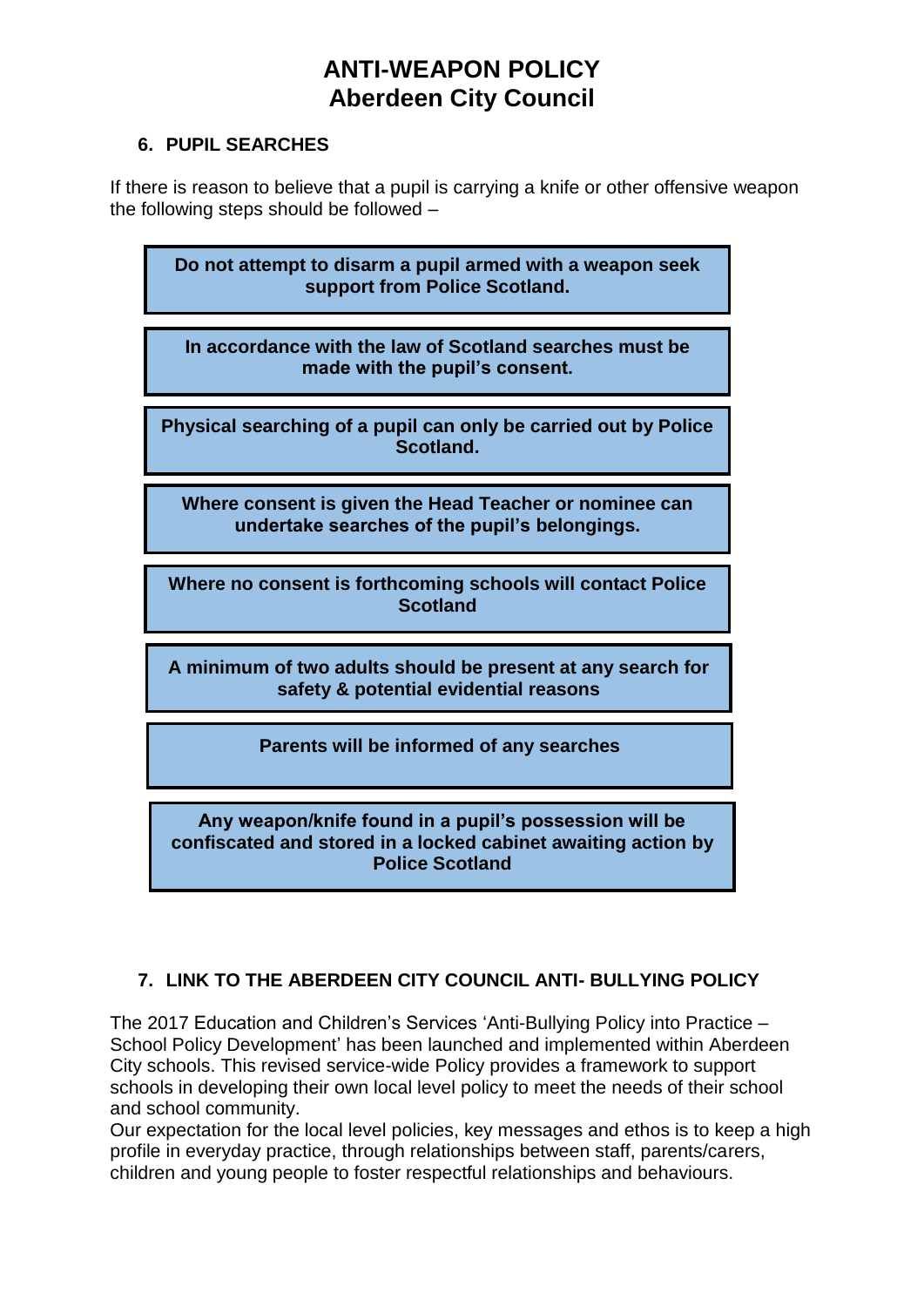# ANTI-WEAPON POLICY
# Aberdeen City Council

## 6. PUPIL SEARCHES

If there is reason to believe that a pupil is carrying a knife or other offensive weapon the following steps should be followed –

**Do not attempt to disarm a pupil armed with a weapon seek support from Police Scotland.**

**In accordance with the law of Scotland searches must be made with the pupil's consent.**

**Physical searching of a pupil can only be carried out by Police Scotland.**

**Where consent is given the Head Teacher or nominee can undertake searches of the pupil's belongings.**

**Where no consent is forthcoming schools will contact Police Scotland**

**A minimum of two adults should be present at any search for safety & potential evidential reasons**

**Parents will be informed of any searches**

**Any weapon/knife found in a pupil's possession will be confiscated and stored in a locked cabinet awaiting action by Police Scotland**

## 7. LINK TO THE ABERDEEN CITY COUNCIL ANTI- BULLYING POLICY

The 2017 Education and Children's Services 'Anti-Bullying Policy into Practice – School Policy Development' has been launched and implemented within Aberdeen City schools. This revised service-wide Policy provides a framework to support schools in developing their own local level policy to meet the needs of their school and school community.
Our expectation for the local level policies, key messages and ethos is to keep a high profile in everyday practice, through relationships between staff, parents/carers, children and young people to foster respectful relationships and behaviours.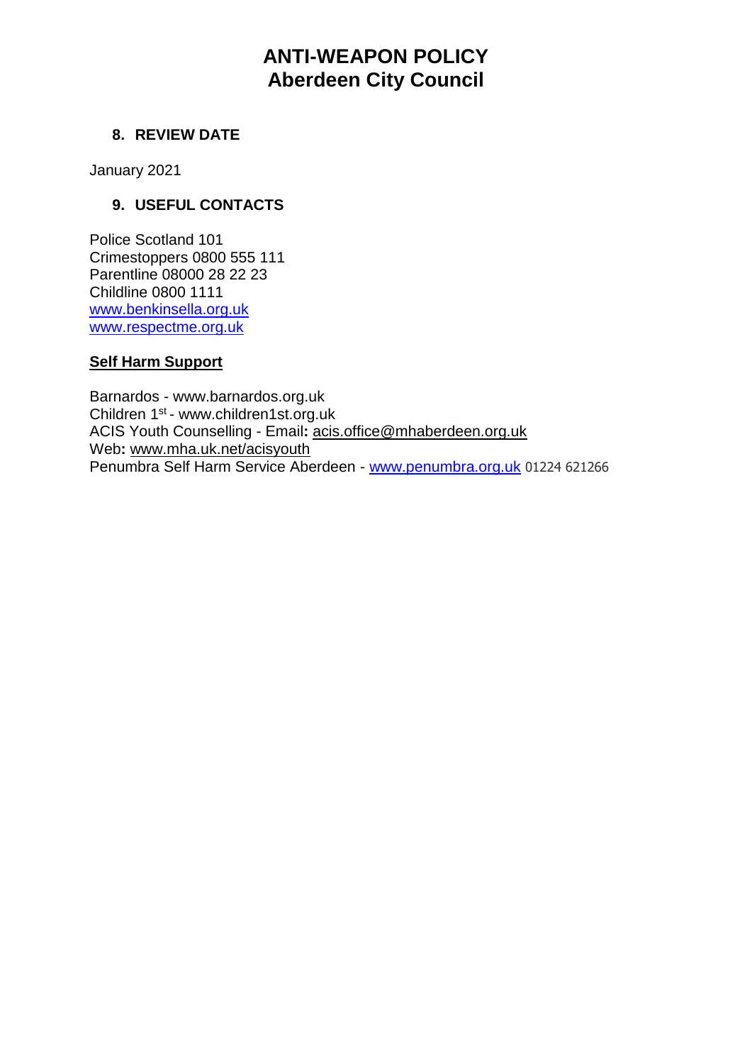# ANTI-WEAPON POLICY
# Aberdeen City Council

## 8. REVIEW DATE

January 2021

## 9. USEFUL CONTACTS

Police Scotland 101
Crimestoppers 0800 555 111
Parentline 08000 28 22 23
Childline 0800 1111
www.benkinsella.org.uk
www.respectme.org.uk

**Self Harm Support**

Barnardos - www.barnardos.org.uk
Children 1st - www.children1st.org.uk
ACIS Youth Counselling - Email: acis.office@mhaberdeen.org.uk
Web: www.mha.uk.net/acisyouth
Penumbra Self Harm Service Aberdeen - www.penumbra.org.uk 01224 621266